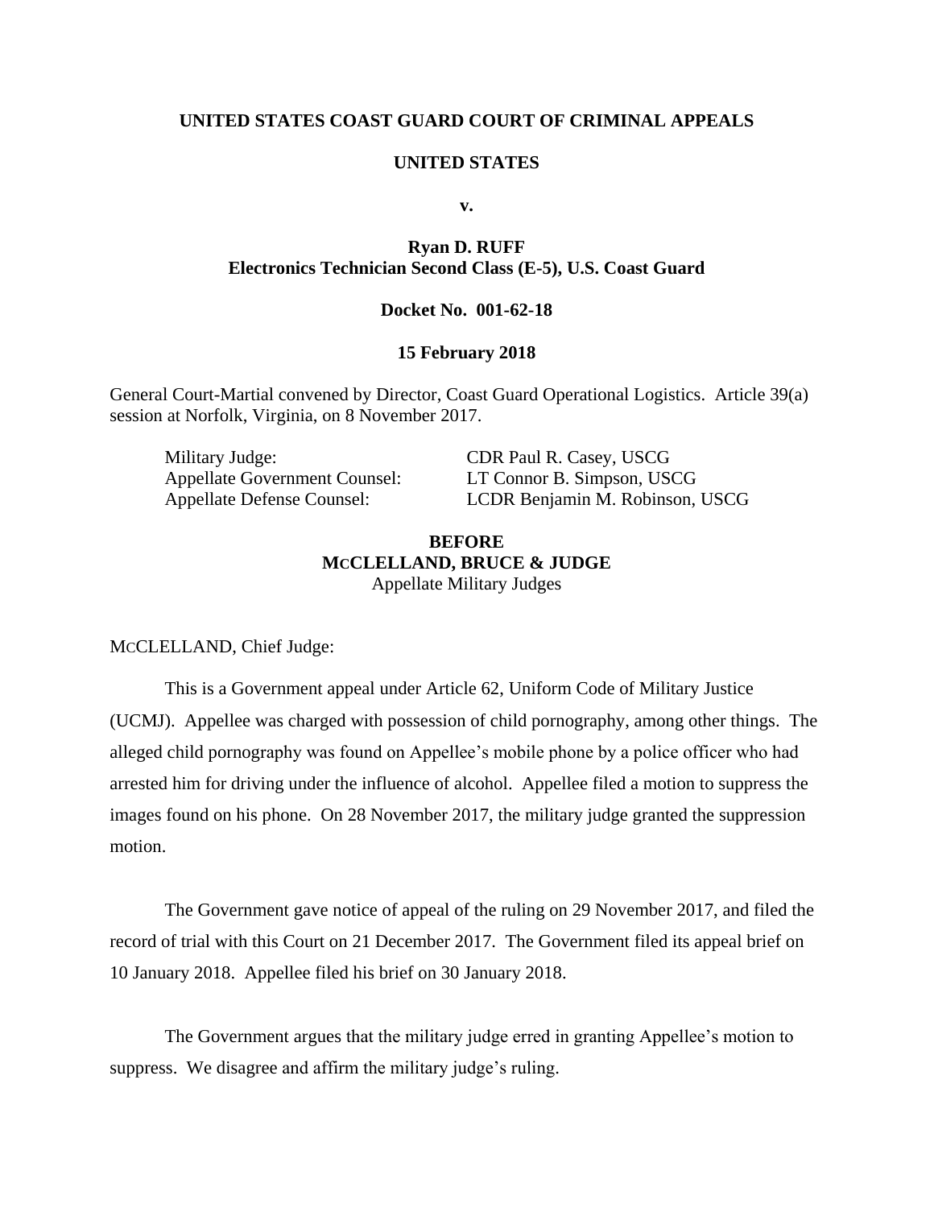**UNITED STATES COAST GUARD COURT OF CRIMINAL APPEALS**

**UNITED STATES**

**v.**

**Ryan D. RUFF**
**Electronics Technician Second Class (E-5), U.S. Coast Guard**

**Docket No. 001-62-18**

**15 February 2018**

General Court-Martial convened by Director, Coast Guard Operational Logistics. Article 39(a) session at Norfolk, Virginia, on 8 November 2017.

| | |
|---|---|
| Military Judge: | CDR Paul R. Casey, USCG |
| Appellate Government Counsel: | LT Connor B. Simpson, USCG |
| Appellate Defense Counsel: | LCDR Benjamin M. Robinson, USCG |

**BEFORE**
**MCCLELLAND, BRUCE & JUDGE**
Appellate Military Judges

MCCLELLAND, Chief Judge:

This is a Government appeal under Article 62, Uniform Code of Military Justice (UCMJ). Appellee was charged with possession of child pornography, among other things. The alleged child pornography was found on Appellee's mobile phone by a police officer who had arrested him for driving under the influence of alcohol. Appellee filed a motion to suppress the images found on his phone. On 28 November 2017, the military judge granted the suppression motion.

The Government gave notice of appeal of the ruling on 29 November 2017, and filed the record of trial with this Court on 21 December 2017. The Government filed its appeal brief on 10 January 2018. Appellee filed his brief on 30 January 2018.

The Government argues that the military judge erred in granting Appellee's motion to suppress. We disagree and affirm the military judge's ruling.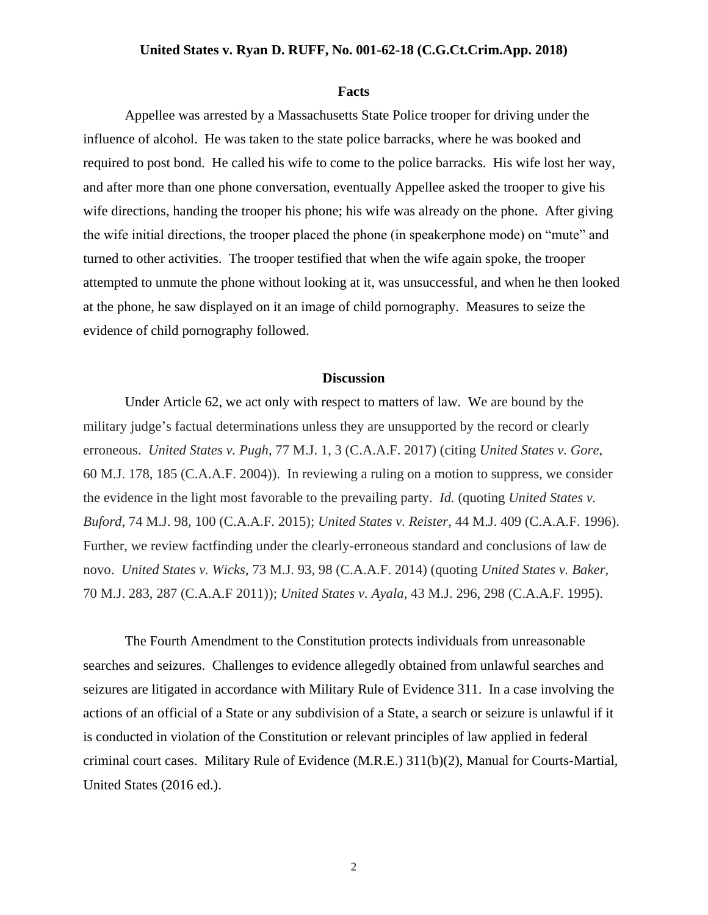## Facts

Appellee was arrested by a Massachusetts State Police trooper for driving under the influence of alcohol. He was taken to the state police barracks, where he was booked and required to post bond. He called his wife to come to the police barracks. His wife lost her way, and after more than one phone conversation, eventually Appellee asked the trooper to give his wife directions, handing the trooper his phone; his wife was already on the phone. After giving the wife initial directions, the trooper placed the phone (in speakerphone mode) on "mute" and turned to other activities. The trooper testified that when the wife again spoke, the trooper attempted to unmute the phone without looking at it, was unsuccessful, and when he then looked at the phone, he saw displayed on it an image of child pornography. Measures to seize the evidence of child pornography followed.

## Discussion

Under Article 62, we act only with respect to matters of law. We are bound by the military judge's factual determinations unless they are unsupported by the record or clearly erroneous. *United States v. Pugh*, 77 M.J. 1, 3 (C.A.A.F. 2017) (citing *United States v. Gore*, 60 M.J. 178, 185 (C.A.A.F. 2004)). In reviewing a ruling on a motion to suppress, we consider the evidence in the light most favorable to the prevailing party. *Id.* (quoting *United States v. Buford*, 74 M.J. 98, 100 (C.A.A.F. 2015); *United States v. Reister*, 44 M.J. 409 (C.A.A.F. 1996). Further, we review factfinding under the clearly-erroneous standard and conclusions of law de novo. *United States v. Wicks*, 73 M.J. 93, 98 (C.A.A.F. 2014) (quoting *United States v. Baker*, 70 M.J. 283, 287 (C.A.A.F 2011)); *United States v. Ayala*, 43 M.J. 296, 298 (C.A.A.F. 1995).

The Fourth Amendment to the Constitution protects individuals from unreasonable searches and seizures. Challenges to evidence allegedly obtained from unlawful searches and seizures are litigated in accordance with Military Rule of Evidence 311. In a case involving the actions of an official of a State or any subdivision of a State, a search or seizure is unlawful if it is conducted in violation of the Constitution or relevant principles of law applied in federal criminal court cases. Military Rule of Evidence (M.R.E.) 311(b)(2), Manual for Courts-Martial, United States (2016 ed.).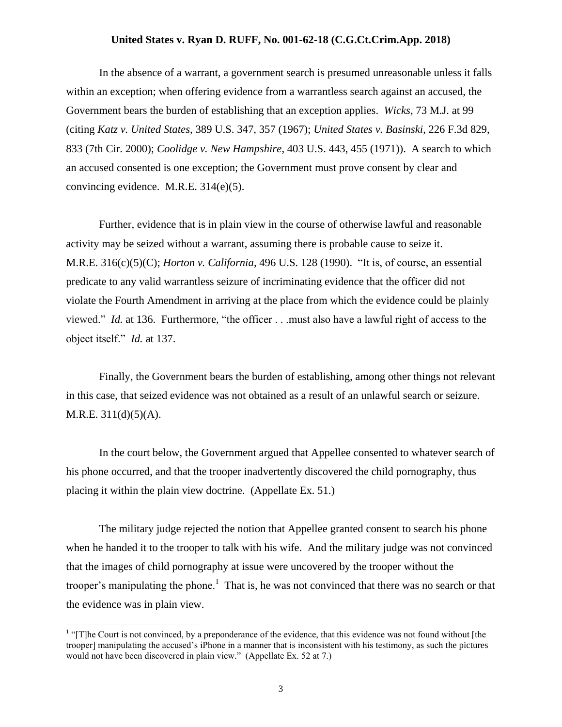In the absence of a warrant, a government search is presumed unreasonable unless it falls within an exception; when offering evidence from a warrantless search against an accused, the Government bears the burden of establishing that an exception applies. *Wicks*, 73 M.J. at 99 (citing *Katz v. United States*, 389 U.S. 347, 357 (1967); *United States v. Basinski*, 226 F.3d 829, 833 (7th Cir. 2000); *Coolidge v. New Hampshire*, 403 U.S. 443, 455 (1971)). A search to which an accused consented is one exception; the Government must prove consent by clear and convincing evidence. M.R.E. 314(e)(5).

Further, evidence that is in plain view in the course of otherwise lawful and reasonable activity may be seized without a warrant, assuming there is probable cause to seize it. M.R.E. 316(c)(5)(C); *Horton v. California*, 496 U.S. 128 (1990). "It is, of course, an essential predicate to any valid warrantless seizure of incriminating evidence that the officer did not violate the Fourth Amendment in arriving at the place from which the evidence could be plainly viewed." *Id.* at 136. Furthermore, "the officer . . .must also have a lawful right of access to the object itself." *Id.* at 137.

Finally, the Government bears the burden of establishing, among other things not relevant in this case, that seized evidence was not obtained as a result of an unlawful search or seizure. M.R.E. 311(d)(5)(A).

In the court below, the Government argued that Appellee consented to whatever search of his phone occurred, and that the trooper inadvertently discovered the child pornography, thus placing it within the plain view doctrine. (Appellate Ex. 51.)

The military judge rejected the notion that Appellee granted consent to search his phone when he handed it to the trooper to talk with his wife. And the military judge was not convinced that the images of child pornography at issue were uncovered by the trooper without the trooper's manipulating the phone.[1] That is, he was not convinced that there was no search or that the evidence was in plain view.

[1] "[T]he Court is not convinced, by a preponderance of the evidence, that this evidence was not found without [the trooper] manipulating the accused's iPhone in a manner that is inconsistent with his testimony, as such the pictures would not have been discovered in plain view." (Appellate Ex. 52 at 7.)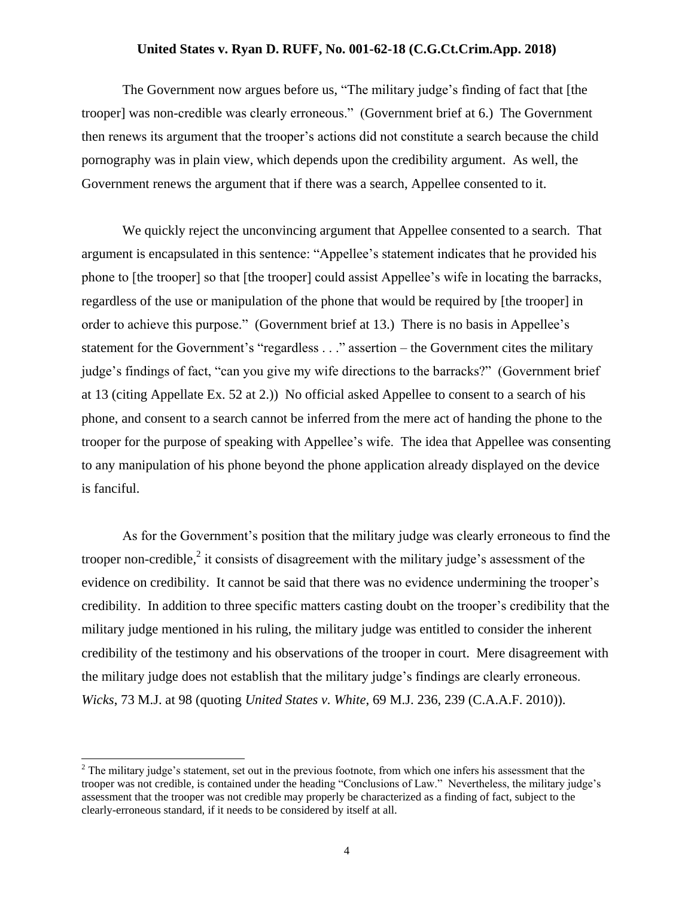The Government now argues before us, "The military judge's finding of fact that [the trooper] was non-credible was clearly erroneous." (Government brief at 6.) The Government then renews its argument that the trooper's actions did not constitute a search because the child pornography was in plain view, which depends upon the credibility argument. As well, the Government renews the argument that if there was a search, Appellee consented to it.

We quickly reject the unconvincing argument that Appellee consented to a search. That argument is encapsulated in this sentence: "Appellee's statement indicates that he provided his phone to [the trooper] so that [the trooper] could assist Appellee's wife in locating the barracks, regardless of the use or manipulation of the phone that would be required by [the trooper] in order to achieve this purpose." (Government brief at 13.) There is no basis in Appellee's statement for the Government's "regardless . . ." assertion – the Government cites the military judge's findings of fact, "can you give my wife directions to the barracks?" (Government brief at 13 (citing Appellate Ex. 52 at 2.)) No official asked Appellee to consent to a search of his phone, and consent to a search cannot be inferred from the mere act of handing the phone to the trooper for the purpose of speaking with Appellee's wife. The idea that Appellee was consenting to any manipulation of his phone beyond the phone application already displayed on the device is fanciful.

As for the Government's position that the military judge was clearly erroneous to find the trooper non-credible,[2] it consists of disagreement with the military judge's assessment of the evidence on credibility. It cannot be said that there was no evidence undermining the trooper's credibility. In addition to three specific matters casting doubt on the trooper's credibility that the military judge mentioned in his ruling, the military judge was entitled to consider the inherent credibility of the testimony and his observations of the trooper in court. Mere disagreement with the military judge does not establish that the military judge's findings are clearly erroneous. *Wicks*, 73 M.J. at 98 (quoting *United States v. White*, 69 M.J. 236, 239 (C.A.A.F. 2010)).

---

[2] The military judge's statement, set out in the previous footnote, from which one infers his assessment that the trooper was not credible, is contained under the heading "Conclusions of Law." Nevertheless, the military judge's assessment that the trooper was not credible may properly be characterized as a finding of fact, subject to the clearly-erroneous standard, if it needs to be considered by itself at all.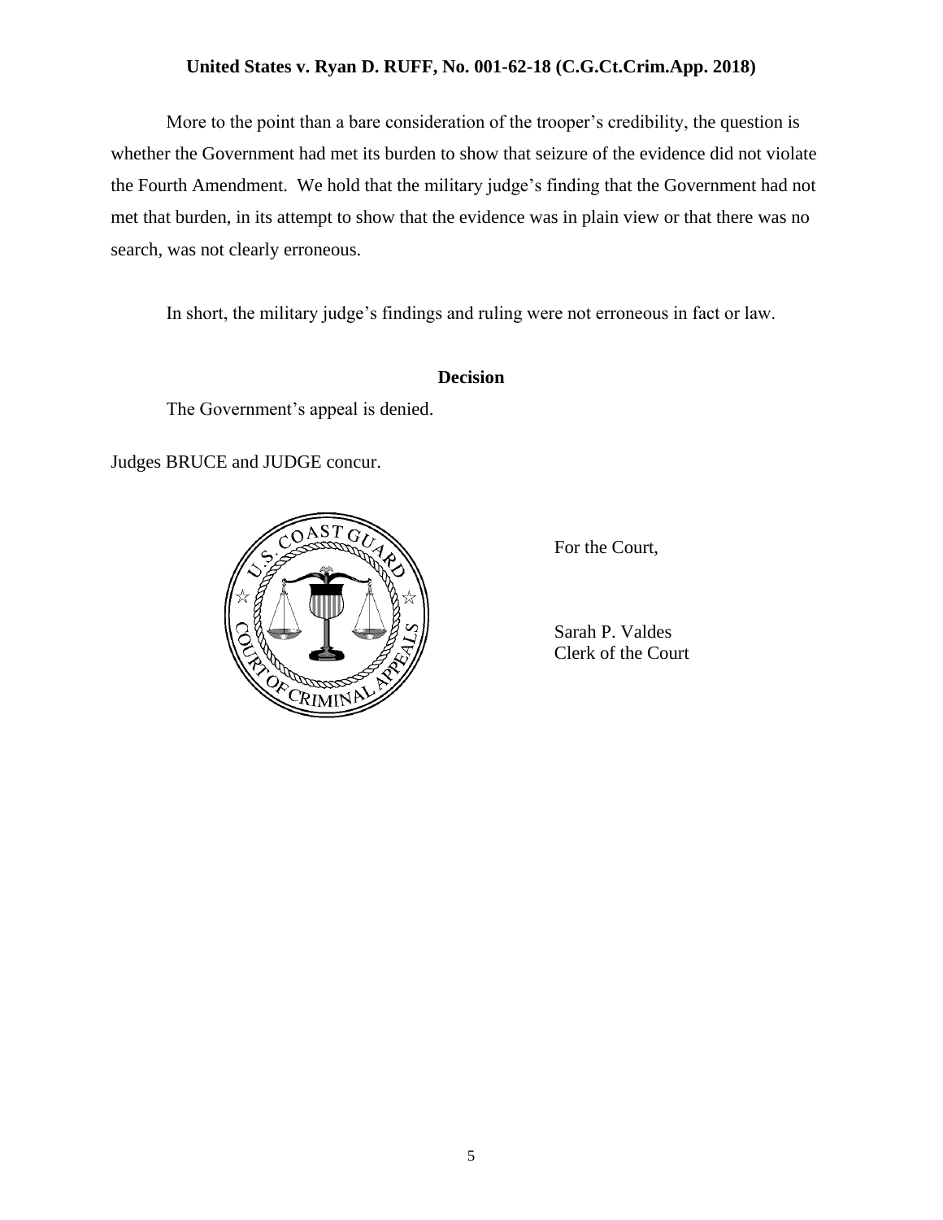More to the point than a bare consideration of the trooper's credibility, the question is whether the Government had met its burden to show that seizure of the evidence did not violate the Fourth Amendment. We hold that the military judge's finding that the Government had not met that burden, in its attempt to show that the evidence was in plain view or that there was no search, was not clearly erroneous.

In short, the military judge's findings and ruling were not erroneous in fact or law.

## Decision

The Government's appeal is denied.

Judges BRUCE and JUDGE concur.

For the Court,

Sarah P. Valdes
Clerk of the Court